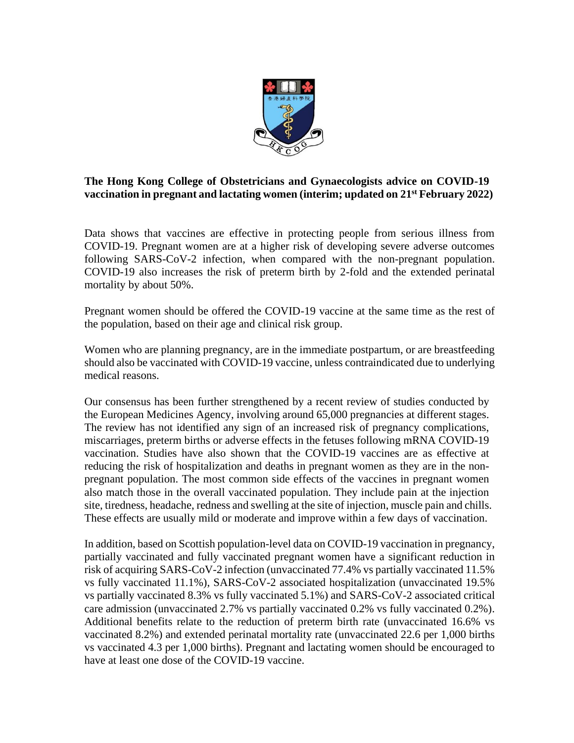# The Hong Kong College of Obstetricians and Gynaecologists advice on COVID-19 vaccination in pregnant and lactating women (interim; updated on 21st February 2022)

Data shows that vaccines are effective in protecting people from serious illness from COVID-19. Pregnant women are at a higher risk of developing severe adverse outcomes following SARS-CoV-2 infection, when compared with the non-pregnant population. COVID-19 also increases the risk of preterm birth by 2-fold and the extended perinatal mortality by about 50%.

Pregnant women should be offered the COVID-19 vaccine at the same time as the rest of the population, based on their age and clinical risk group.

Women who are planning pregnancy, are in the immediate postpartum, or are breastfeeding should also be vaccinated with COVID-19 vaccine, unless contraindicated due to underlying medical reasons.

Our consensus has been further strengthened by a recent review of studies conducted by the European Medicines Agency, involving around 65,000 pregnancies at different stages. The review has not identified any sign of an increased risk of pregnancy complications, miscarriages, preterm births or adverse effects in the fetuses following mRNA COVID-19 vaccination. Studies have also shown that the COVID-19 vaccines are as effective at reducing the risk of hospitalization and deaths in pregnant women as they are in the non-pregnant population. The most common side effects of the vaccines in pregnant women also match those in the overall vaccinated population. They include pain at the injection site, tiredness, headache, redness and swelling at the site of injection, muscle pain and chills. These effects are usually mild or moderate and improve within a few days of vaccination.

In addition, based on Scottish population-level data on COVID-19 vaccination in pregnancy, partially vaccinated and fully vaccinated pregnant women have a significant reduction in risk of acquiring SARS-CoV-2 infection (unvaccinated 77.4% vs partially vaccinated 11.5% vs fully vaccinated 11.1%), SARS-CoV-2 associated hospitalization (unvaccinated 19.5% vs partially vaccinated 8.3% vs fully vaccinated 5.1%) and SARS-CoV-2 associated critical care admission (unvaccinated 2.7% vs partially vaccinated 0.2% vs fully vaccinated 0.2%). Additional benefits relate to the reduction of preterm birth rate (unvaccinated 16.6% vs vaccinated 8.2%) and extended perinatal mortality rate (unvaccinated 22.6 per 1,000 births vs vaccinated 4.3 per 1,000 births). Pregnant and lactating women should be encouraged to have at least one dose of the COVID-19 vaccine.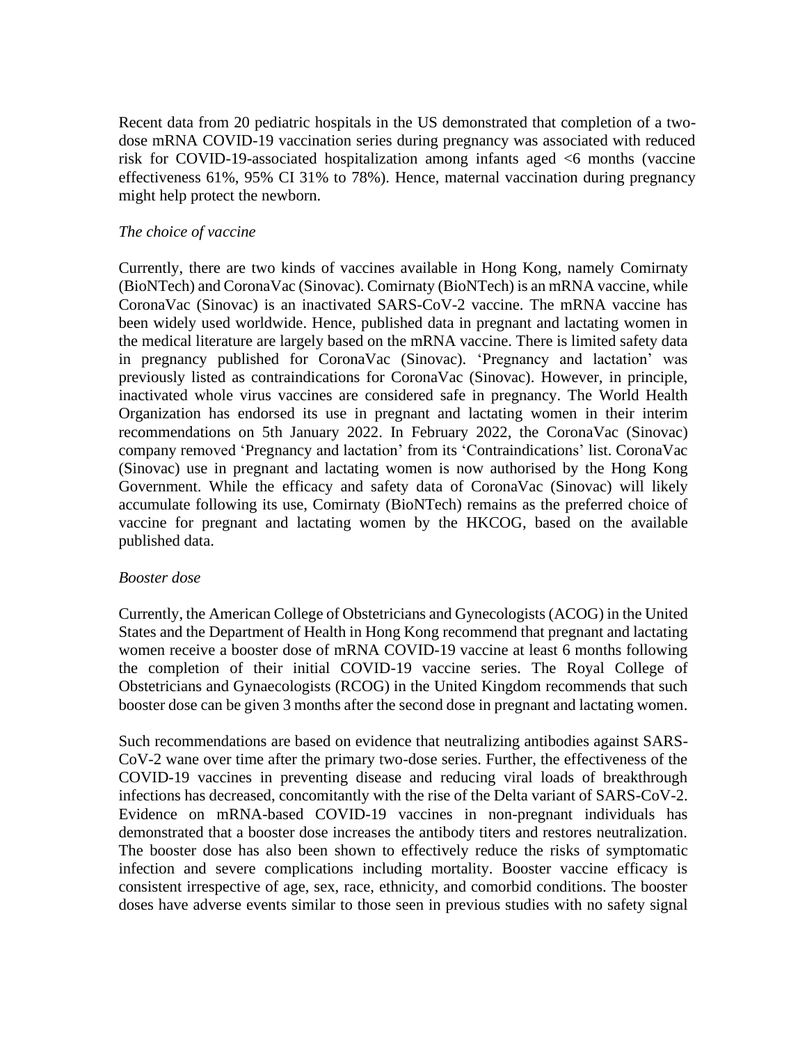Recent data from 20 pediatric hospitals in the US demonstrated that completion of a two-dose mRNA COVID-19 vaccination series during pregnancy was associated with reduced risk for COVID-19-associated hospitalization among infants aged <6 months (vaccine effectiveness 61%, 95% CI 31% to 78%). Hence, maternal vaccination during pregnancy might help protect the newborn.

*The choice of vaccine*

Currently, there are two kinds of vaccines available in Hong Kong, namely Comirnaty (BioNTech) and CoronaVac (Sinovac). Comirnaty (BioNTech) is an mRNA vaccine, while CoronaVac (Sinovac) is an inactivated SARS-CoV-2 vaccine. The mRNA vaccine has been widely used worldwide. Hence, published data in pregnant and lactating women in the medical literature are largely based on the mRNA vaccine. There is limited safety data in pregnancy published for CoronaVac (Sinovac). 'Pregnancy and lactation' was previously listed as contraindications for CoronaVac (Sinovac). However, in principle, inactivated whole virus vaccines are considered safe in pregnancy. The World Health Organization has endorsed its use in pregnant and lactating women in their interim recommendations on 5th January 2022. In February 2022, the CoronaVac (Sinovac) company removed 'Pregnancy and lactation' from its 'Contraindications' list. CoronaVac (Sinovac) use in pregnant and lactating women is now authorised by the Hong Kong Government. While the efficacy and safety data of CoronaVac (Sinovac) will likely accumulate following its use, Comirnaty (BioNTech) remains as the preferred choice of vaccine for pregnant and lactating women by the HKCOG, based on the available published data.

*Booster dose*

Currently, the American College of Obstetricians and Gynecologists (ACOG) in the United States and the Department of Health in Hong Kong recommend that pregnant and lactating women receive a booster dose of mRNA COVID-19 vaccine at least 6 months following the completion of their initial COVID-19 vaccine series. The Royal College of Obstetricians and Gynaecologists (RCOG) in the United Kingdom recommends that such booster dose can be given 3 months after the second dose in pregnant and lactating women.

Such recommendations are based on evidence that neutralizing antibodies against SARS-CoV-2 wane over time after the primary two-dose series. Further, the effectiveness of the COVID-19 vaccines in preventing disease and reducing viral loads of breakthrough infections has decreased, concomitantly with the rise of the Delta variant of SARS-CoV-2. Evidence on mRNA-based COVID-19 vaccines in non-pregnant individuals has demonstrated that a booster dose increases the antibody titers and restores neutralization. The booster dose has also been shown to effectively reduce the risks of symptomatic infection and severe complications including mortality. Booster vaccine efficacy is consistent irrespective of age, sex, race, ethnicity, and comorbid conditions. The booster doses have adverse events similar to those seen in previous studies with no safety signal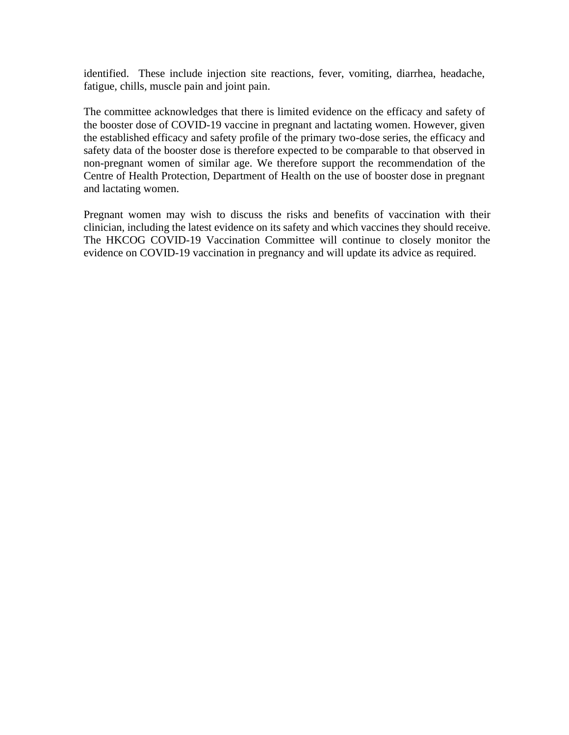identified. These include injection site reactions, fever, vomiting, diarrhea, headache, fatigue, chills, muscle pain and joint pain.

The committee acknowledges that there is limited evidence on the efficacy and safety of the booster dose of COVID-19 vaccine in pregnant and lactating women. However, given the established efficacy and safety profile of the primary two-dose series, the efficacy and safety data of the booster dose is therefore expected to be comparable to that observed in non-pregnant women of similar age. We therefore support the recommendation of the Centre of Health Protection, Department of Health on the use of booster dose in pregnant and lactating women.

Pregnant women may wish to discuss the risks and benefits of vaccination with their clinician, including the latest evidence on its safety and which vaccines they should receive. The HKCOG COVID-19 Vaccination Committee will continue to closely monitor the evidence on COVID-19 vaccination in pregnancy and will update its advice as required.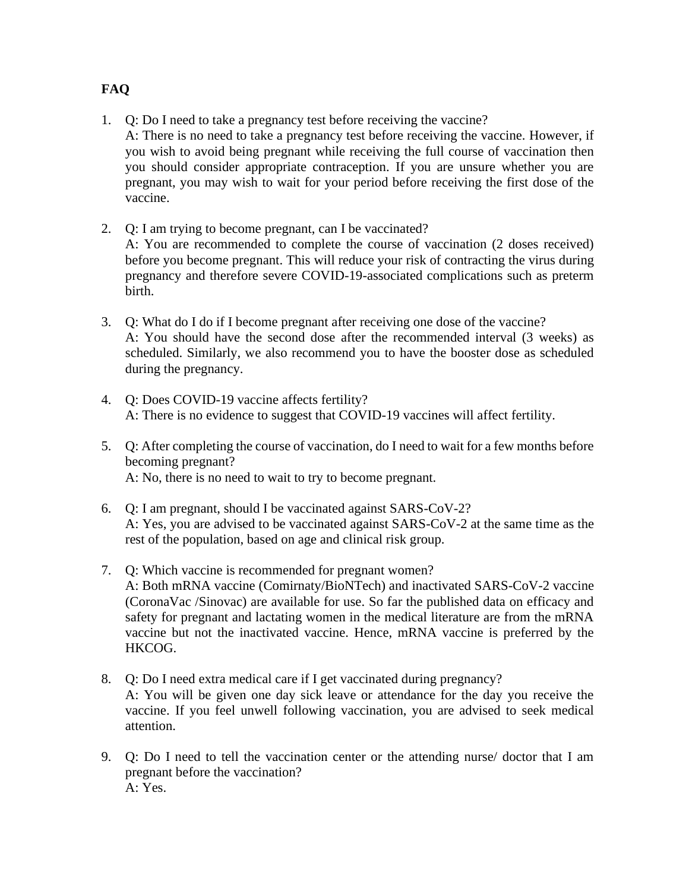**FAQ**

1. Q: Do I need to take a pregnancy test before receiving the vaccine?
   A: There is no need to take a pregnancy test before receiving the vaccine. However, if you wish to avoid being pregnant while receiving the full course of vaccination then you should consider appropriate contraception. If you are unsure whether you are pregnant, you may wish to wait for your period before receiving the first dose of the vaccine.

2. Q: I am trying to become pregnant, can I be vaccinated?
   A: You are recommended to complete the course of vaccination (2 doses received) before you become pregnant. This will reduce your risk of contracting the virus during pregnancy and therefore severe COVID-19-associated complications such as preterm birth.

3. Q: What do I do if I become pregnant after receiving one dose of the vaccine?
   A: You should have the second dose after the recommended interval (3 weeks) as scheduled. Similarly, we also recommend you to have the booster dose as scheduled during the pregnancy.

4. Q: Does COVID-19 vaccine affects fertility?
   A: There is no evidence to suggest that COVID-19 vaccines will affect fertility.

5. Q: After completing the course of vaccination, do I need to wait for a few months before becoming pregnant?
   A: No, there is no need to wait to try to become pregnant.

6. Q: I am pregnant, should I be vaccinated against SARS-CoV-2?
   A: Yes, you are advised to be vaccinated against SARS-CoV-2 at the same time as the rest of the population, based on age and clinical risk group.

7. Q: Which vaccine is recommended for pregnant women?
   A: Both mRNA vaccine (Comirnaty/BioNTech) and inactivated SARS-CoV-2 vaccine (CoronaVac /Sinovac) are available for use. So far the published data on efficacy and safety for pregnant and lactating women in the medical literature are from the mRNA vaccine but not the inactivated vaccine. Hence, mRNA vaccine is preferred by the HKCOG.

8. Q: Do I need extra medical care if I get vaccinated during pregnancy?
   A: You will be given one day sick leave or attendance for the day you receive the vaccine. If you feel unwell following vaccination, you are advised to seek medical attention.

9. Q: Do I need to tell the vaccination center or the attending nurse/ doctor that I am pregnant before the vaccination?
   A: Yes.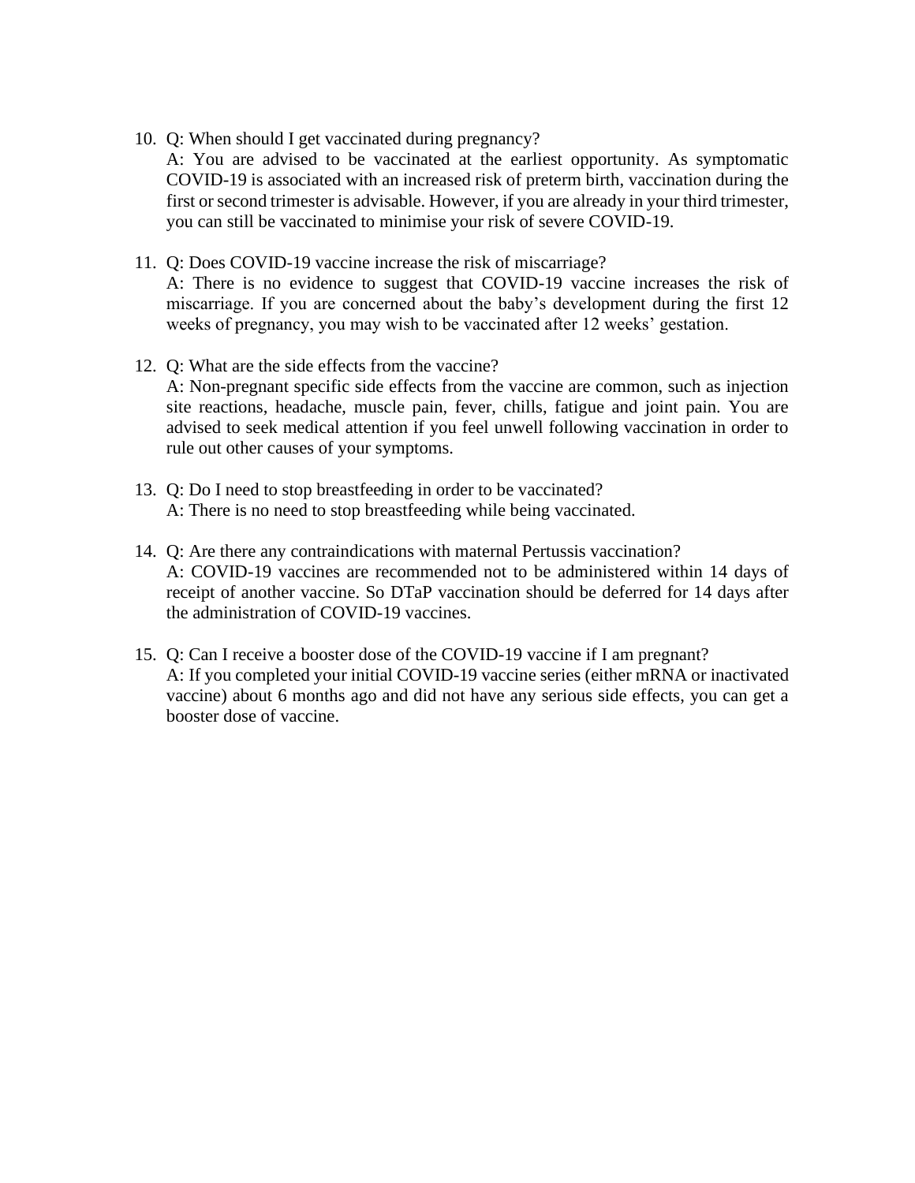10. Q: When should I get vaccinated during pregnancy?
    A: You are advised to be vaccinated at the earliest opportunity. As symptomatic COVID-19 is associated with an increased risk of preterm birth, vaccination during the first or second trimester is advisable. However, if you are already in your third trimester, you can still be vaccinated to minimise your risk of severe COVID-19.

11. Q: Does COVID-19 vaccine increase the risk of miscarriage?
    A: There is no evidence to suggest that COVID-19 vaccine increases the risk of miscarriage. If you are concerned about the baby's development during the first 12 weeks of pregnancy, you may wish to be vaccinated after 12 weeks' gestation.

12. Q: What are the side effects from the vaccine?
    A: Non-pregnant specific side effects from the vaccine are common, such as injection site reactions, headache, muscle pain, fever, chills, fatigue and joint pain. You are advised to seek medical attention if you feel unwell following vaccination in order to rule out other causes of your symptoms.

13. Q: Do I need to stop breastfeeding in order to be vaccinated?
    A: There is no need to stop breastfeeding while being vaccinated.

14. Q: Are there any contraindications with maternal Pertussis vaccination?
    A: COVID-19 vaccines are recommended not to be administered within 14 days of receipt of another vaccine. So DTaP vaccination should be deferred for 14 days after the administration of COVID-19 vaccines.

15. Q: Can I receive a booster dose of the COVID-19 vaccine if I am pregnant?
    A: If you completed your initial COVID-19 vaccine series (either mRNA or inactivated vaccine) about 6 months ago and did not have any serious side effects, you can get a booster dose of vaccine.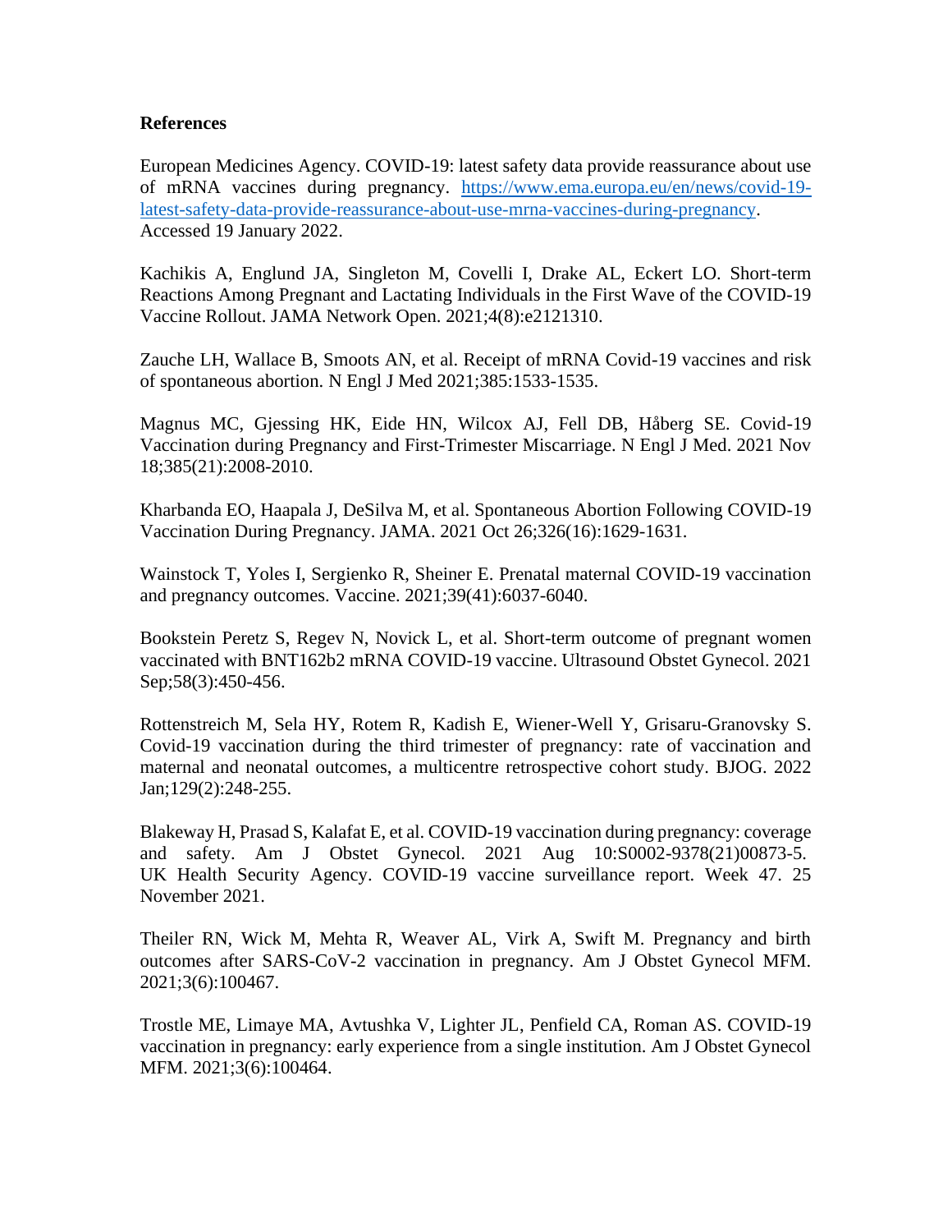**References**

European Medicines Agency. COVID-19: latest safety data provide reassurance about use of mRNA vaccines during pregnancy. https://www.ema.europa.eu/en/news/covid-19-latest-safety-data-provide-reassurance-about-use-mrna-vaccines-during-pregnancy. Accessed 19 January 2022.

Kachikis A, Englund JA, Singleton M, Covelli I, Drake AL, Eckert LO. Short-term Reactions Among Pregnant and Lactating Individuals in the First Wave of the COVID-19 Vaccine Rollout. JAMA Network Open. 2021;4(8):e2121310.

Zauche LH, Wallace B, Smoots AN, et al. Receipt of mRNA Covid-19 vaccines and risk of spontaneous abortion. N Engl J Med 2021;385:1533-1535.

Magnus MC, Gjessing HK, Eide HN, Wilcox AJ, Fell DB, Håberg SE. Covid-19 Vaccination during Pregnancy and First-Trimester Miscarriage. N Engl J Med. 2021 Nov 18;385(21):2008-2010.

Kharbanda EO, Haapala J, DeSilva M, et al. Spontaneous Abortion Following COVID-19 Vaccination During Pregnancy. JAMA. 2021 Oct 26;326(16):1629-1631.

Wainstock T, Yoles I, Sergienko R, Sheiner E. Prenatal maternal COVID-19 vaccination and pregnancy outcomes. Vaccine. 2021;39(41):6037-6040.

Bookstein Peretz S, Regev N, Novick L, et al. Short-term outcome of pregnant women vaccinated with BNT162b2 mRNA COVID-19 vaccine. Ultrasound Obstet Gynecol. 2021 Sep;58(3):450-456.

Rottenstreich M, Sela HY, Rotem R, Kadish E, Wiener-Well Y, Grisaru-Granovsky S. Covid-19 vaccination during the third trimester of pregnancy: rate of vaccination and maternal and neonatal outcomes, a multicentre retrospective cohort study. BJOG. 2022 Jan;129(2):248-255.

Blakeway H, Prasad S, Kalafat E, et al. COVID-19 vaccination during pregnancy: coverage and safety. Am J Obstet Gynecol. 2021 Aug 10:S0002-9378(21)00873-5. UK Health Security Agency. COVID-19 vaccine surveillance report. Week 47. 25 November 2021.

Theiler RN, Wick M, Mehta R, Weaver AL, Virk A, Swift M. Pregnancy and birth outcomes after SARS-CoV-2 vaccination in pregnancy. Am J Obstet Gynecol MFM. 2021;3(6):100467.

Trostle ME, Limaye MA, Avtushka V, Lighter JL, Penfield CA, Roman AS. COVID-19 vaccination in pregnancy: early experience from a single institution. Am J Obstet Gynecol MFM. 2021;3(6):100464.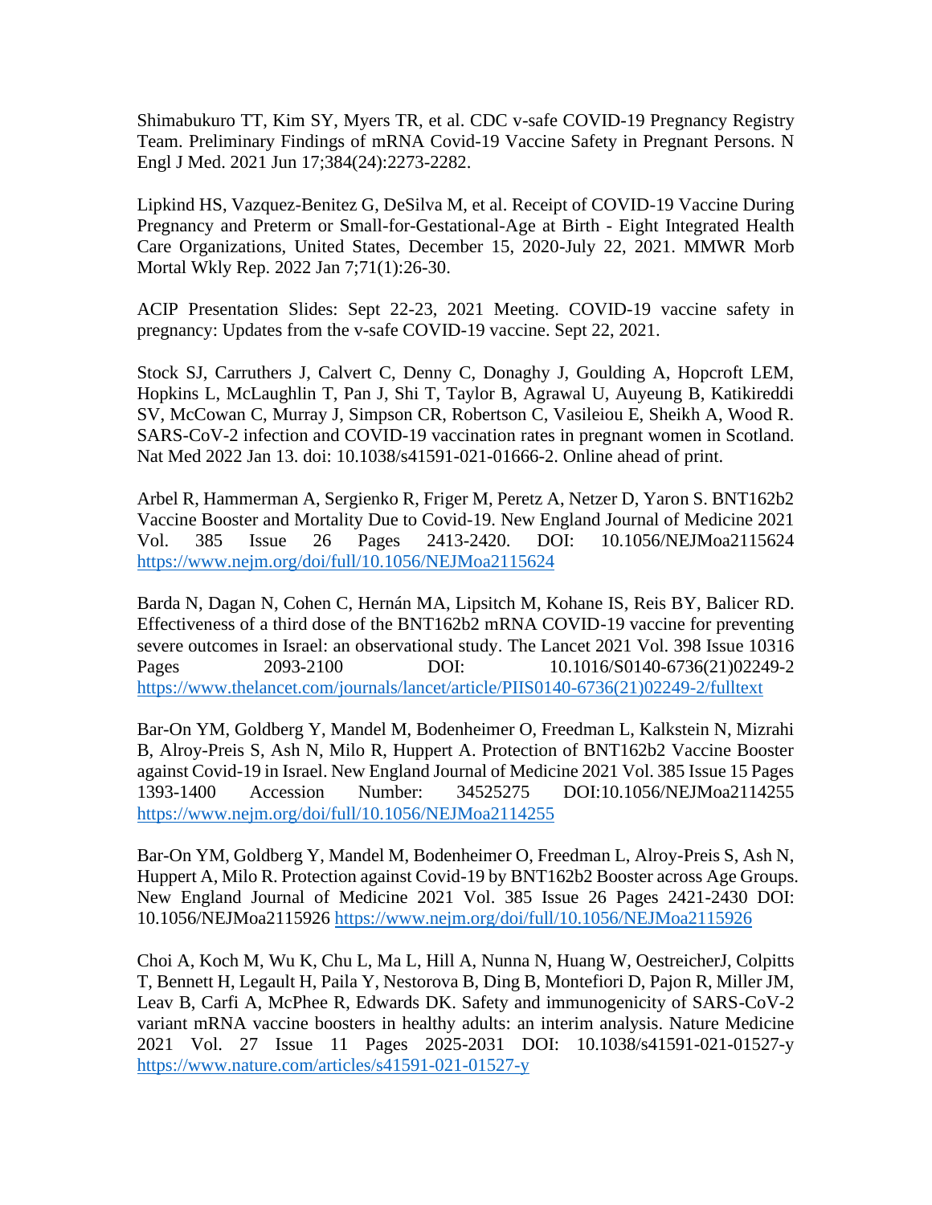Shimabukuro TT, Kim SY, Myers TR, et al. CDC v-safe COVID-19 Pregnancy Registry Team. Preliminary Findings of mRNA Covid-19 Vaccine Safety in Pregnant Persons. N Engl J Med. 2021 Jun 17;384(24):2273-2282.

Lipkind HS, Vazquez-Benitez G, DeSilva M, et al. Receipt of COVID-19 Vaccine During Pregnancy and Preterm or Small-for-Gestational-Age at Birth - Eight Integrated Health Care Organizations, United States, December 15, 2020-July 22, 2021. MMWR Morb Mortal Wkly Rep. 2022 Jan 7;71(1):26-30.

ACIP Presentation Slides: Sept 22-23, 2021 Meeting. COVID-19 vaccine safety in pregnancy: Updates from the v-safe COVID-19 vaccine. Sept 22, 2021.

Stock SJ, Carruthers J, Calvert C, Denny C, Donaghy J, Goulding A, Hopcroft LEM, Hopkins L, McLaughlin T, Pan J, Shi T, Taylor B, Agrawal U, Auyeung B, Katikireddi SV, McCowan C, Murray J, Simpson CR, Robertson C, Vasileiou E, Sheikh A, Wood R. SARS-CoV-2 infection and COVID-19 vaccination rates in pregnant women in Scotland. Nat Med 2022 Jan 13. doi: 10.1038/s41591-021-01666-2. Online ahead of print.

Arbel R, Hammerman A, Sergienko R, Friger M, Peretz A, Netzer D, Yaron S. BNT162b2 Vaccine Booster and Mortality Due to Covid-19. New England Journal of Medicine 2021 Vol. 385 Issue 26 Pages 2413-2420. DOI: 10.1056/NEJMoa2115624 https://www.nejm.org/doi/full/10.1056/NEJMoa2115624

Barda N, Dagan N, Cohen C, Hernán MA, Lipsitch M, Kohane IS, Reis BY, Balicer RD. Effectiveness of a third dose of the BNT162b2 mRNA COVID-19 vaccine for preventing severe outcomes in Israel: an observational study. The Lancet 2021 Vol. 398 Issue 10316 Pages 2093-2100 DOI: 10.1016/S0140-6736(21)02249-2 https://www.thelancet.com/journals/lancet/article/PIIS0140-6736(21)02249-2/fulltext

Bar-On YM, Goldberg Y, Mandel M, Bodenheimer O, Freedman L, Kalkstein N, Mizrahi B, Alroy-Preis S, Ash N, Milo R, Huppert A. Protection of BNT162b2 Vaccine Booster against Covid-19 in Israel. New England Journal of Medicine 2021 Vol. 385 Issue 15 Pages 1393-1400 Accession Number: 34525275 DOI:10.1056/NEJMoa2114255 https://www.nejm.org/doi/full/10.1056/NEJMoa2114255

Bar-On YM, Goldberg Y, Mandel M, Bodenheimer O, Freedman L, Alroy-Preis S, Ash N, Huppert A, Milo R. Protection against Covid-19 by BNT162b2 Booster across Age Groups. New England Journal of Medicine 2021 Vol. 385 Issue 26 Pages 2421-2430 DOI: 10.1056/NEJMoa2115926 https://www.nejm.org/doi/full/10.1056/NEJMoa2115926

Choi A, Koch M, Wu K, Chu L, Ma L, Hill A, Nunna N, Huang W, OestreicherJ, Colpitts T, Bennett H, Legault H, Paila Y, Nestorova B, Ding B, Montefiori D, Pajon R, Miller JM, Leav B, Carfi A, McPhee R, Edwards DK. Safety and immunogenicity of SARS-CoV-2 variant mRNA vaccine boosters in healthy adults: an interim analysis. Nature Medicine 2021 Vol. 27 Issue 11 Pages 2025-2031 DOI: 10.1038/s41591-021-01527-y https://www.nature.com/articles/s41591-021-01527-y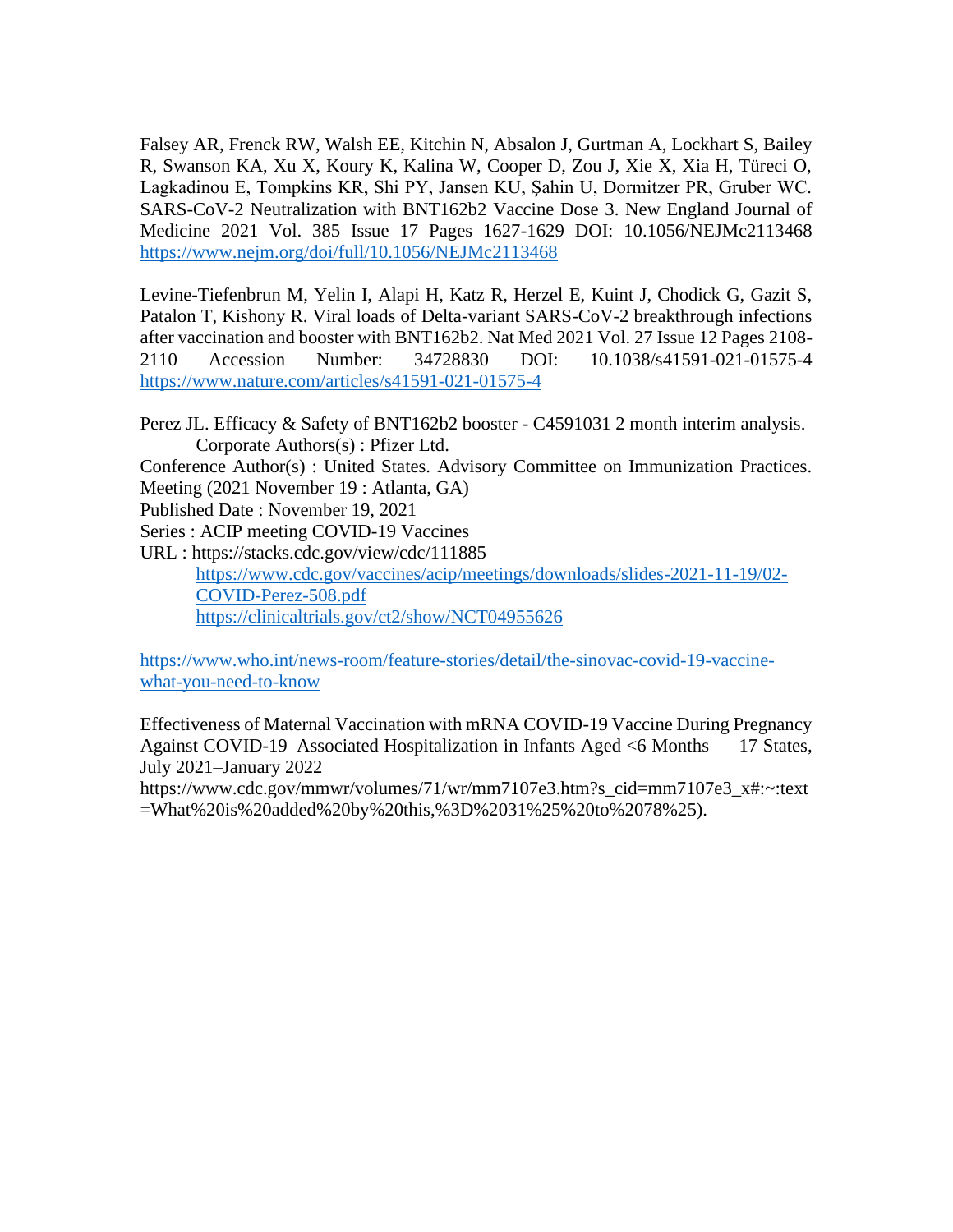Falsey AR, Frenck RW, Walsh EE, Kitchin N, Absalon J, Gurtman A, Lockhart S, Bailey R, Swanson KA, Xu X, Koury K, Kalina W, Cooper D, Zou J, Xie X, Xia H, Türeci O, Lagkadinou E, Tompkins KR, Shi PY, Jansen KU, Şahin U, Dormitzer PR, Gruber WC. SARS-CoV-2 Neutralization with BNT162b2 Vaccine Dose 3. New England Journal of Medicine 2021 Vol. 385 Issue 17 Pages 1627-1629 DOI: 10.1056/NEJMc2113468 https://www.nejm.org/doi/full/10.1056/NEJMc2113468

Levine-Tiefenbrun M, Yelin I, Alapi H, Katz R, Herzel E, Kuint J, Chodick G, Gazit S, Patalon T, Kishony R. Viral loads of Delta-variant SARS-CoV-2 breakthrough infections after vaccination and booster with BNT162b2. Nat Med 2021 Vol. 27 Issue 12 Pages 2108-2110 Accession Number: 34728830 DOI: 10.1038/s41591-021-01575-4 https://www.nature.com/articles/s41591-021-01575-4

Perez JL. Efficacy & Safety of BNT162b2 booster - C4591031 2 month interim analysis. Corporate Authors(s) : Pfizer Ltd.
Conference Author(s) : United States. Advisory Committee on Immunization Practices. Meeting (2021 November 19 : Atlanta, GA)
Published Date : November 19, 2021
Series : ACIP meeting COVID-19 Vaccines
URL : https://stacks.cdc.gov/view/cdc/111885
https://www.cdc.gov/vaccines/acip/meetings/downloads/slides-2021-11-19/02-COVID-Perez-508.pdf
https://clinicaltrials.gov/ct2/show/NCT04955626

https://www.who.int/news-room/feature-stories/detail/the-sinovac-covid-19-vaccine-what-you-need-to-know

Effectiveness of Maternal Vaccination with mRNA COVID-19 Vaccine During Pregnancy Against COVID-19–Associated Hospitalization in Infants Aged <6 Months — 17 States, July 2021–January 2022
https://www.cdc.gov/mmwr/volumes/71/wr/mm7107e3.htm?s_cid=mm7107e3_x#:~:text=What%20is%20added%20by%20this,%3D%2031%25%20to%2078%25).